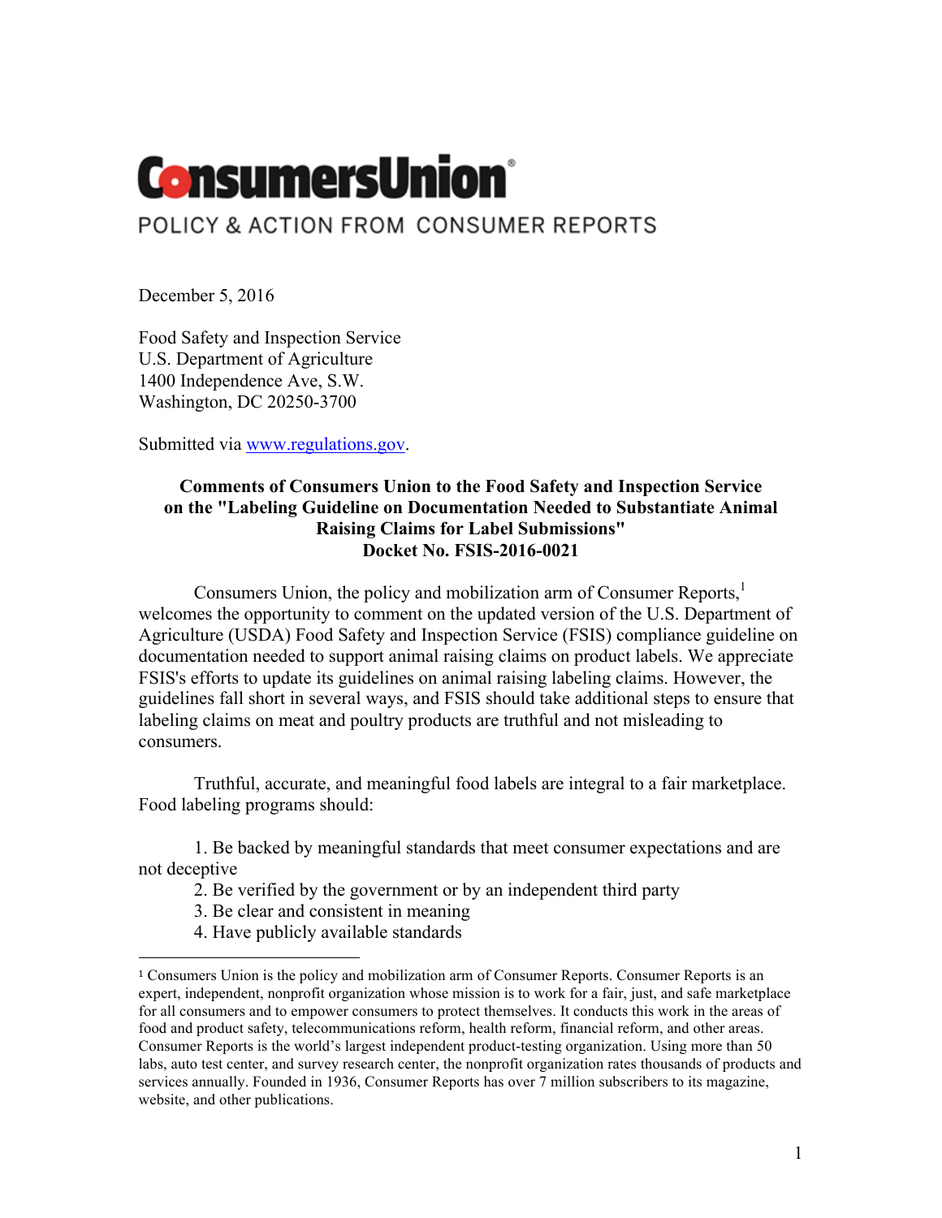# ConsumersUnion

POLICY & ACTION FROM CONSUMER REPORTS

December 5, 2016

Food Safety and Inspection Service
U.S. Department of Agriculture
1400 Independence Ave, S.W.
Washington, DC 20250-3700

Submitted via www.regulations.gov.

**Comments of Consumers Union to the Food Safety and Inspection Service on the "Labeling Guideline on Documentation Needed to Substantiate Animal Raising Claims for Label Submissions"**
**Docket No. FSIS-2016-0021**

Consumers Union, the policy and mobilization arm of Consumer Reports,[1] welcomes the opportunity to comment on the updated version of the U.S. Department of Agriculture (USDA) Food Safety and Inspection Service (FSIS) compliance guideline on documentation needed to support animal raising claims on product labels. We appreciate FSIS's efforts to update its guidelines on animal raising labeling claims. However, the guidelines fall short in several ways, and FSIS should take additional steps to ensure that labeling claims on meat and poultry products are truthful and not misleading to consumers.

Truthful, accurate, and meaningful food labels are integral to a fair marketplace. Food labeling programs should:

1. Be backed by meaningful standards that meet consumer expectations and are not deceptive
2. Be verified by the government or by an independent third party
3. Be clear and consistent in meaning
4. Have publicly available standards

---

[1] Consumers Union is the policy and mobilization arm of Consumer Reports. Consumer Reports is an expert, independent, nonprofit organization whose mission is to work for a fair, just, and safe marketplace for all consumers and to empower consumers to protect themselves. It conducts this work in the areas of food and product safety, telecommunications reform, health reform, financial reform, and other areas. Consumer Reports is the world's largest independent product-testing organization. Using more than 50 labs, auto test center, and survey research center, the nonprofit organization rates thousands of products and services annually. Founded in 1936, Consumer Reports has over 7 million subscribers to its magazine, website, and other publications.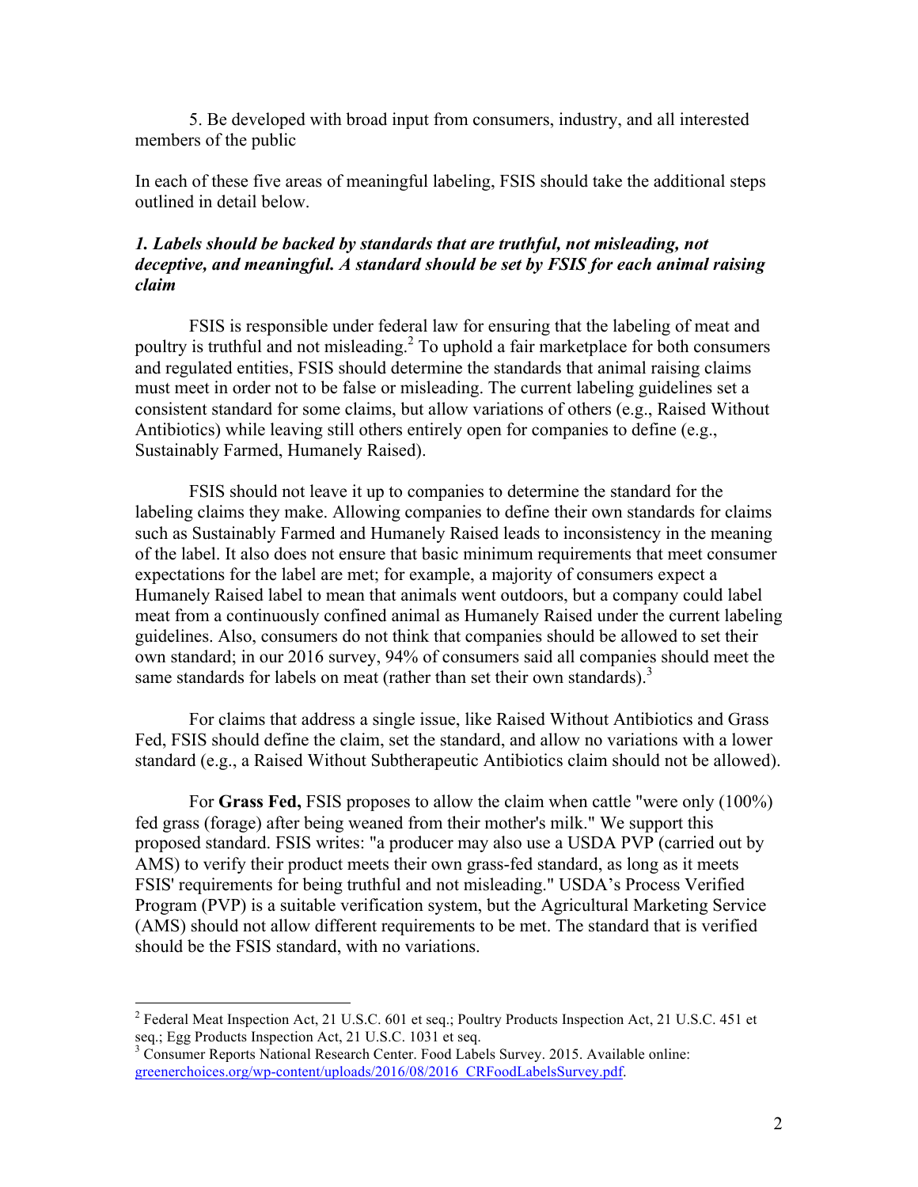5. Be developed with broad input from consumers, industry, and all interested members of the public

In each of these five areas of meaningful labeling, FSIS should take the additional steps outlined in detail below.

### *1. Labels should be backed by standards that are truthful, not misleading, not deceptive, and meaningful. A standard should be set by FSIS for each animal raising claim*

FSIS is responsible under federal law for ensuring that the labeling of meat and poultry is truthful and not misleading.[2] To uphold a fair marketplace for both consumers and regulated entities, FSIS should determine the standards that animal raising claims must meet in order not to be false or misleading. The current labeling guidelines set a consistent standard for some claims, but allow variations of others (e.g., Raised Without Antibiotics) while leaving still others entirely open for companies to define (e.g., Sustainably Farmed, Humanely Raised).

FSIS should not leave it up to companies to determine the standard for the labeling claims they make. Allowing companies to define their own standards for claims such as Sustainably Farmed and Humanely Raised leads to inconsistency in the meaning of the label. It also does not ensure that basic minimum requirements that meet consumer expectations for the label are met; for example, a majority of consumers expect a Humanely Raised label to mean that animals went outdoors, but a company could label meat from a continuously confined animal as Humanely Raised under the current labeling guidelines. Also, consumers do not think that companies should be allowed to set their own standard; in our 2016 survey, 94% of consumers said all companies should meet the same standards for labels on meat (rather than set their own standards).[3]

For claims that address a single issue, like Raised Without Antibiotics and Grass Fed, FSIS should define the claim, set the standard, and allow no variations with a lower standard (e.g., a Raised Without Subtherapeutic Antibiotics claim should not be allowed).

For **Grass Fed,** FSIS proposes to allow the claim when cattle "were only (100%) fed grass (forage) after being weaned from their mother's milk." We support this proposed standard. FSIS writes: "a producer may also use a USDA PVP (carried out by AMS) to verify their product meets their own grass-fed standard, as long as it meets FSIS' requirements for being truthful and not misleading." USDA's Process Verified Program (PVP) is a suitable verification system, but the Agricultural Marketing Service (AMS) should not allow different requirements to be met. The standard that is verified should be the FSIS standard, with no variations.

---

[2] Federal Meat Inspection Act, 21 U.S.C. 601 et seq.; Poultry Products Inspection Act, 21 U.S.C. 451 et seq.; Egg Products Inspection Act, 21 U.S.C. 1031 et seq.

[3] Consumer Reports National Research Center. Food Labels Survey. 2015. Available online: greenerchoices.org/wp-content/uploads/2016/08/2016_CRFoodLabelsSurvey.pdf.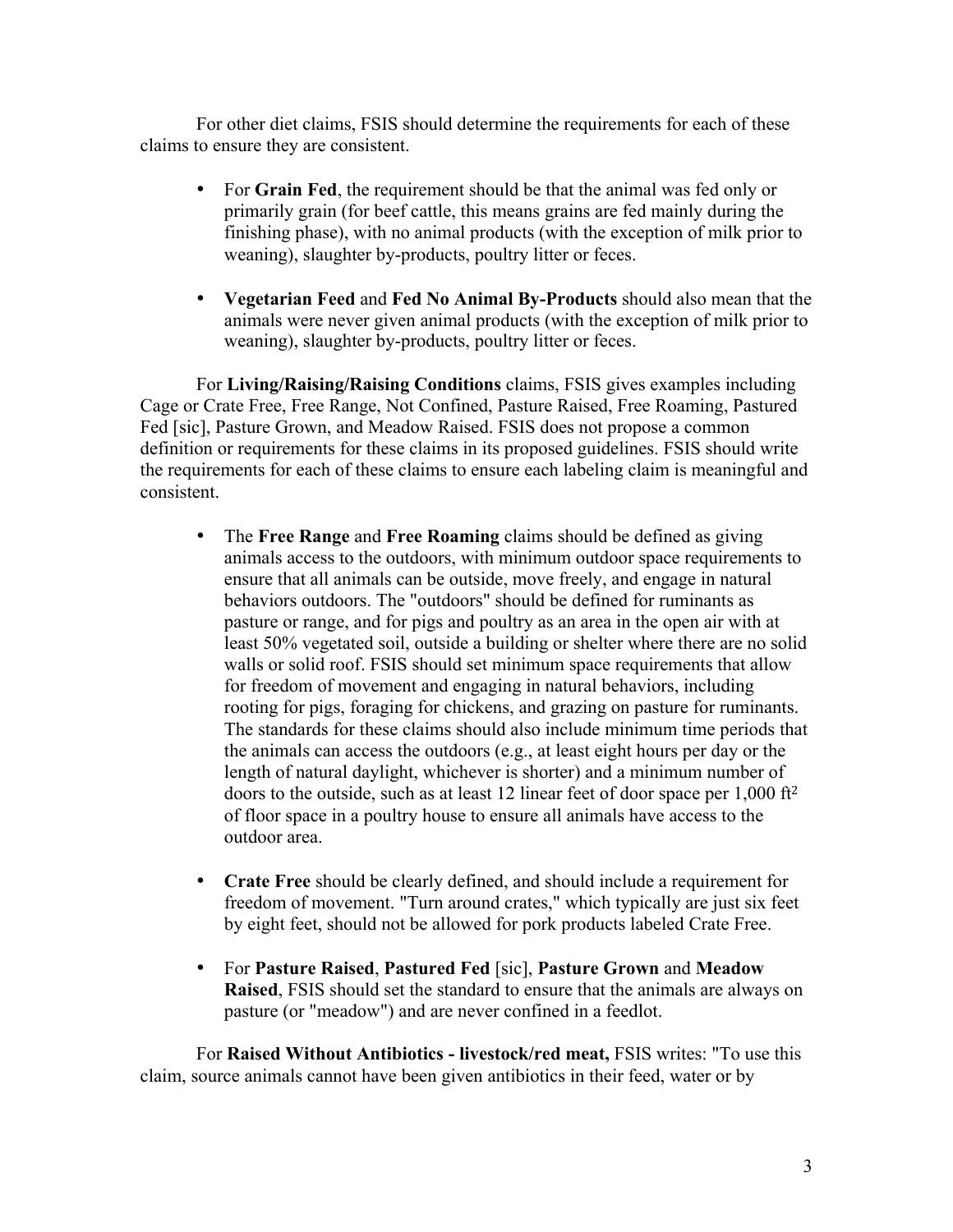For other diet claims, FSIS should determine the requirements for each of these claims to ensure they are consistent.

- For **Grain Fed**, the requirement should be that the animal was fed only or primarily grain (for beef cattle, this means grains are fed mainly during the finishing phase), with no animal products (with the exception of milk prior to weaning), slaughter by-products, poultry litter or feces.

- **Vegetarian Feed** and **Fed No Animal By-Products** should also mean that the animals were never given animal products (with the exception of milk prior to weaning), slaughter by-products, poultry litter or feces.

For **Living/Raising/Raising Conditions** claims, FSIS gives examples including Cage or Crate Free, Free Range, Not Confined, Pasture Raised, Free Roaming, Pastured Fed [sic], Pasture Grown, and Meadow Raised. FSIS does not propose a common definition or requirements for these claims in its proposed guidelines. FSIS should write the requirements for each of these claims to ensure each labeling claim is meaningful and consistent.

- The **Free Range** and **Free Roaming** claims should be defined as giving animals access to the outdoors, with minimum outdoor space requirements to ensure that all animals can be outside, move freely, and engage in natural behaviors outdoors. The "outdoors" should be defined for ruminants as pasture or range, and for pigs and poultry as an area in the open air with at least 50% vegetated soil, outside a building or shelter where there are no solid walls or solid roof. FSIS should set minimum space requirements that allow for freedom of movement and engaging in natural behaviors, including rooting for pigs, foraging for chickens, and grazing on pasture for ruminants. The standards for these claims should also include minimum time periods that the animals can access the outdoors (e.g., at least eight hours per day or the length of natural daylight, whichever is shorter) and a minimum number of doors to the outside, such as at least 12 linear feet of door space per 1,000 $ft^2$ of floor space in a poultry house to ensure all animals have access to the outdoor area.

- **Crate Free** should be clearly defined, and should include a requirement for freedom of movement. "Turn around crates," which typically are just six feet by eight feet, should not be allowed for pork products labeled Crate Free.

- For **Pasture Raised**, **Pastured Fed** [sic], **Pasture Grown** and **Meadow Raised**, FSIS should set the standard to ensure that the animals are always on pasture (or "meadow") and are never confined in a feedlot.

For **Raised Without Antibiotics - livestock/red meat,** FSIS writes: "To use this claim, source animals cannot have been given antibiotics in their feed, water or by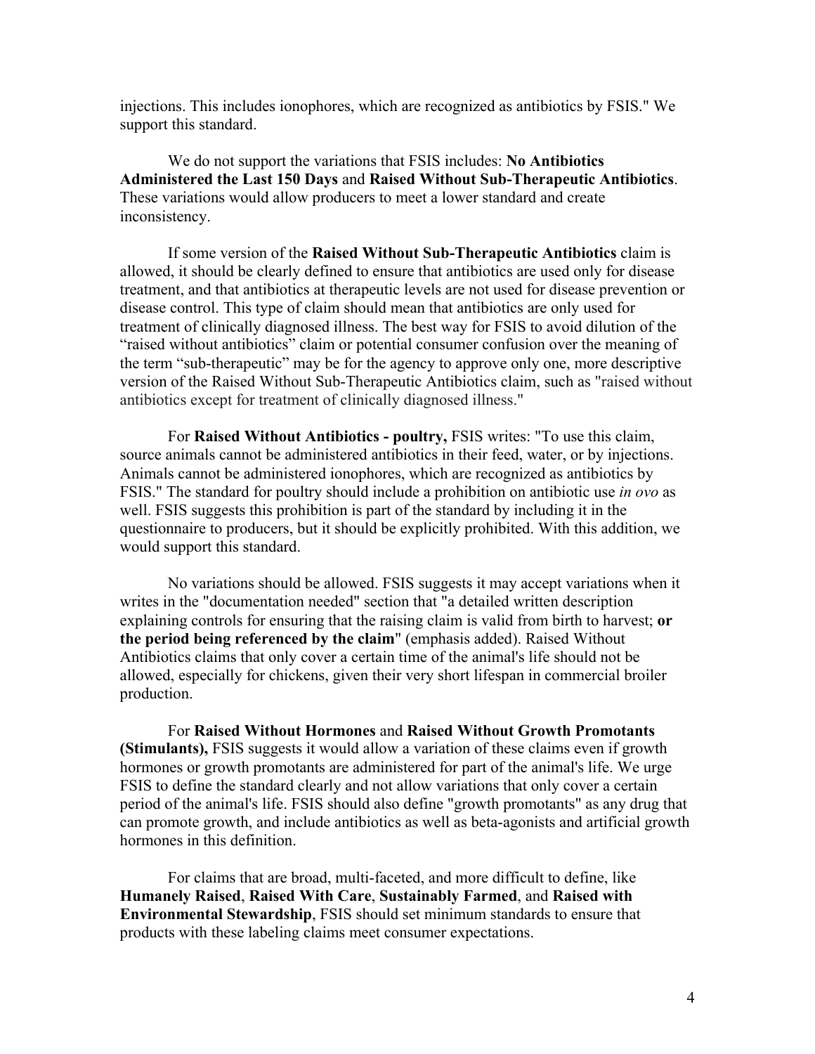injections. This includes ionophores, which are recognized as antibiotics by FSIS." We support this standard.

We do not support the variations that FSIS includes: **No Antibiotics Administered the Last 150 Days** and **Raised Without Sub-Therapeutic Antibiotics**. These variations would allow producers to meet a lower standard and create inconsistency.

If some version of the **Raised Without Sub-Therapeutic Antibiotics** claim is allowed, it should be clearly defined to ensure that antibiotics are used only for disease treatment, and that antibiotics at therapeutic levels are not used for disease prevention or disease control. This type of claim should mean that antibiotics are only used for treatment of clinically diagnosed illness. The best way for FSIS to avoid dilution of the "raised without antibiotics" claim or potential consumer confusion over the meaning of the term "sub-therapeutic" may be for the agency to approve only one, more descriptive version of the Raised Without Sub-Therapeutic Antibiotics claim, such as "raised without antibiotics except for treatment of clinically diagnosed illness."

For **Raised Without Antibiotics - poultry,** FSIS writes: "To use this claim, source animals cannot be administered antibiotics in their feed, water, or by injections. Animals cannot be administered ionophores, which are recognized as antibiotics by FSIS." The standard for poultry should include a prohibition on antibiotic use *in ovo* as well. FSIS suggests this prohibition is part of the standard by including it in the questionnaire to producers, but it should be explicitly prohibited. With this addition, we would support this standard.

No variations should be allowed. FSIS suggests it may accept variations when it writes in the "documentation needed" section that "a detailed written description explaining controls for ensuring that the raising claim is valid from birth to harvest; **or the period being referenced by the claim**" (emphasis added). Raised Without Antibiotics claims that only cover a certain time of the animal's life should not be allowed, especially for chickens, given their very short lifespan in commercial broiler production.

For **Raised Without Hormones** and **Raised Without Growth Promotants (Stimulants),** FSIS suggests it would allow a variation of these claims even if growth hormones or growth promotants are administered for part of the animal's life. We urge FSIS to define the standard clearly and not allow variations that only cover a certain period of the animal's life. FSIS should also define "growth promotants" as any drug that can promote growth, and include antibiotics as well as beta-agonists and artificial growth hormones in this definition.

For claims that are broad, multi-faceted, and more difficult to define, like **Humanely Raised**, **Raised With Care**, **Sustainably Farmed**, and **Raised with Environmental Stewardship**, FSIS should set minimum standards to ensure that products with these labeling claims meet consumer expectations.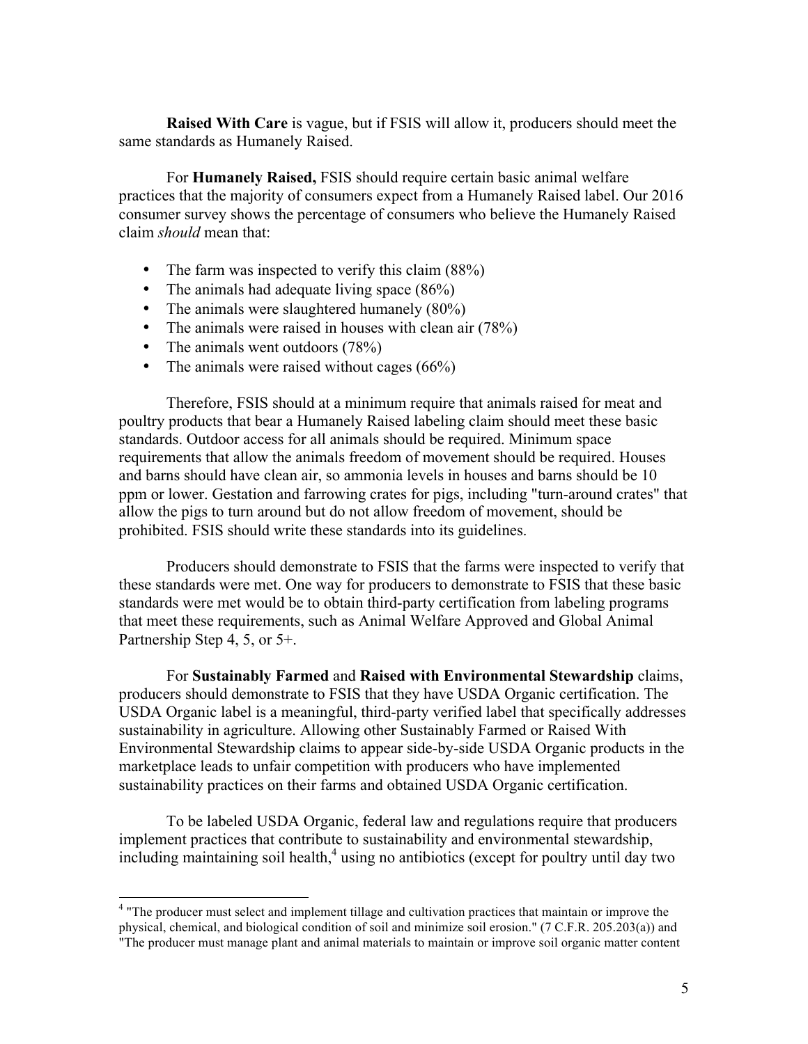**Raised With Care** is vague, but if FSIS will allow it, producers should meet the same standards as Humanely Raised.

For **Humanely Raised,** FSIS should require certain basic animal welfare practices that the majority of consumers expect from a Humanely Raised label. Our 2016 consumer survey shows the percentage of consumers who believe the Humanely Raised claim *should* mean that:

- The farm was inspected to verify this claim (88%)
- The animals had adequate living space (86%)
- The animals were slaughtered humanely (80%)
- The animals were raised in houses with clean air (78%)
- The animals went outdoors (78%)
- The animals were raised without cages (66%)

Therefore, FSIS should at a minimum require that animals raised for meat and poultry products that bear a Humanely Raised labeling claim should meet these basic standards. Outdoor access for all animals should be required. Minimum space requirements that allow the animals freedom of movement should be required. Houses and barns should have clean air, so ammonia levels in houses and barns should be 10 ppm or lower. Gestation and farrowing crates for pigs, including "turn-around crates" that allow the pigs to turn around but do not allow freedom of movement, should be prohibited. FSIS should write these standards into its guidelines.

Producers should demonstrate to FSIS that the farms were inspected to verify that these standards were met. One way for producers to demonstrate to FSIS that these basic standards were met would be to obtain third-party certification from labeling programs that meet these requirements, such as Animal Welfare Approved and Global Animal Partnership Step 4, 5, or 5+.

For **Sustainably Farmed** and **Raised with Environmental Stewardship** claims, producers should demonstrate to FSIS that they have USDA Organic certification. The USDA Organic label is a meaningful, third-party verified label that specifically addresses sustainability in agriculture. Allowing other Sustainably Farmed or Raised With Environmental Stewardship claims to appear side-by-side USDA Organic products in the marketplace leads to unfair competition with producers who have implemented sustainability practices on their farms and obtained USDA Organic certification.

To be labeled USDA Organic, federal law and regulations require that producers implement practices that contribute to sustainability and environmental stewardship, including maintaining soil health,[4] using no antibiotics (except for poultry until day two

[4] "The producer must select and implement tillage and cultivation practices that maintain or improve the physical, chemical, and biological condition of soil and minimize soil erosion." (7 C.F.R. 205.203(a)) and "The producer must manage plant and animal materials to maintain or improve soil organic matter content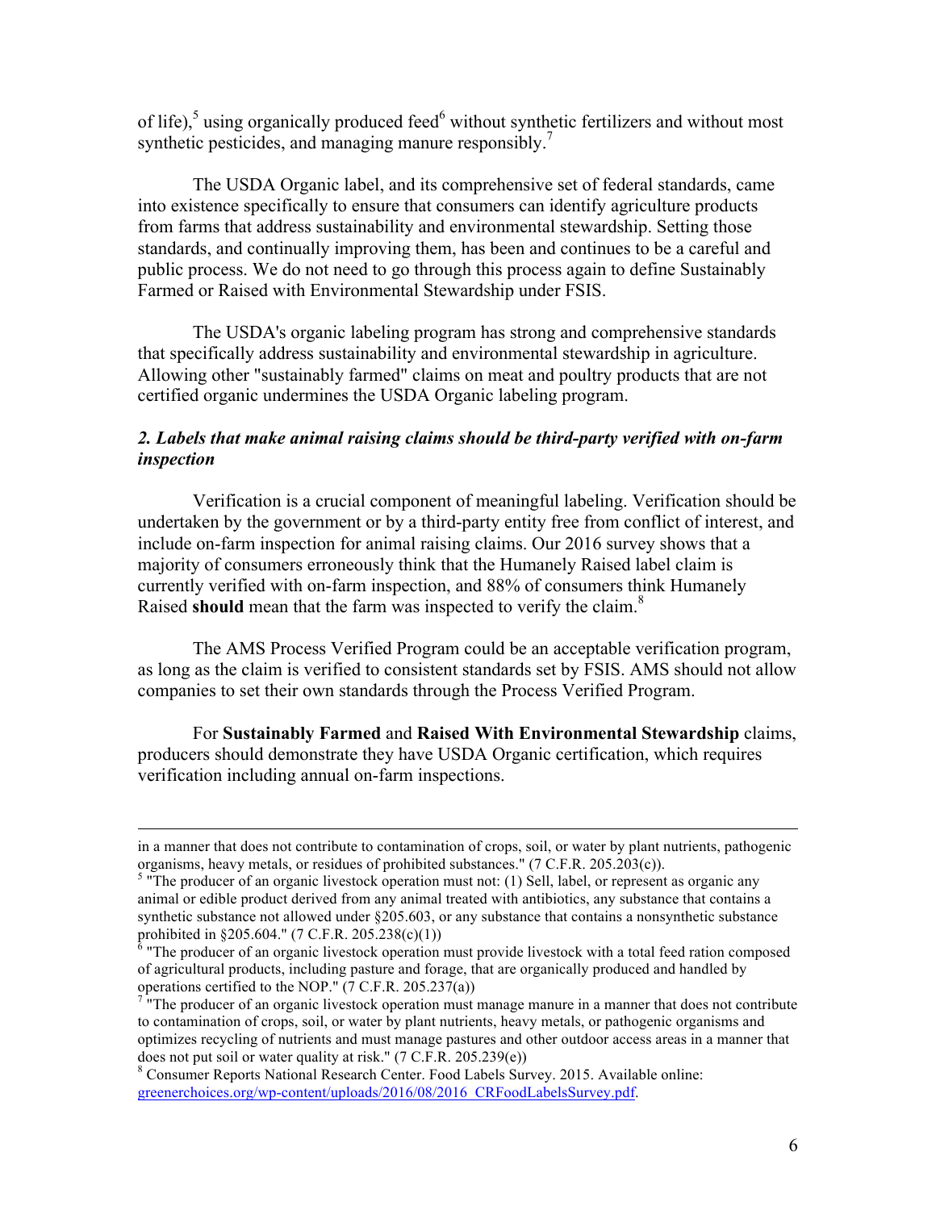of life),[5] using organically produced feed[6] without synthetic fertilizers and without most synthetic pesticides, and managing manure responsibly.[7]

The USDA Organic label, and its comprehensive set of federal standards, came into existence specifically to ensure that consumers can identify agriculture products from farms that address sustainability and environmental stewardship. Setting those standards, and continually improving them, has been and continues to be a careful and public process. We do not need to go through this process again to define Sustainably Farmed or Raised with Environmental Stewardship under FSIS.

The USDA's organic labeling program has strong and comprehensive standards that specifically address sustainability and environmental stewardship in agriculture. Allowing other "sustainably farmed" claims on meat and poultry products that are not certified organic undermines the USDA Organic labeling program.

### *2. Labels that make animal raising claims should be third-party verified with on-farm inspection*

Verification is a crucial component of meaningful labeling. Verification should be undertaken by the government or by a third-party entity free from conflict of interest, and include on-farm inspection for animal raising claims. Our 2016 survey shows that a majority of consumers erroneously think that the Humanely Raised label claim is currently verified with on-farm inspection, and 88% of consumers think Humanely Raised **should** mean that the farm was inspected to verify the claim.[8]

The AMS Process Verified Program could be an acceptable verification program, as long as the claim is verified to consistent standards set by FSIS. AMS should not allow companies to set their own standards through the Process Verified Program.

For **Sustainably Farmed** and **Raised With Environmental Stewardship** claims, producers should demonstrate they have USDA Organic certification, which requires verification including annual on-farm inspections.

---

in a manner that does not contribute to contamination of crops, soil, or water by plant nutrients, pathogenic organisms, heavy metals, or residues of prohibited substances." (7 C.F.R. 205.203(c)).

[5] "The producer of an organic livestock operation must not: (1) Sell, label, or represent as organic any animal or edible product derived from any animal treated with antibiotics, any substance that contains a synthetic substance not allowed under §205.603, or any substance that contains a nonsynthetic substance prohibited in §205.604." (7 C.F.R. 205.238(c)(1))

[6] "The producer of an organic livestock operation must provide livestock with a total feed ration composed of agricultural products, including pasture and forage, that are organically produced and handled by operations certified to the NOP." (7 C.F.R. 205.237(a))

[7] "The producer of an organic livestock operation must manage manure in a manner that does not contribute to contamination of crops, soil, or water by plant nutrients, heavy metals, or pathogenic organisms and optimizes recycling of nutrients and must manage pastures and other outdoor access areas in a manner that does not put soil or water quality at risk." (7 C.F.R. 205.239(e))

[8] Consumer Reports National Research Center. Food Labels Survey. 2015. Available online: greenerchoices.org/wp-content/uploads/2016/08/2016_CRFoodLabelsSurvey.pdf.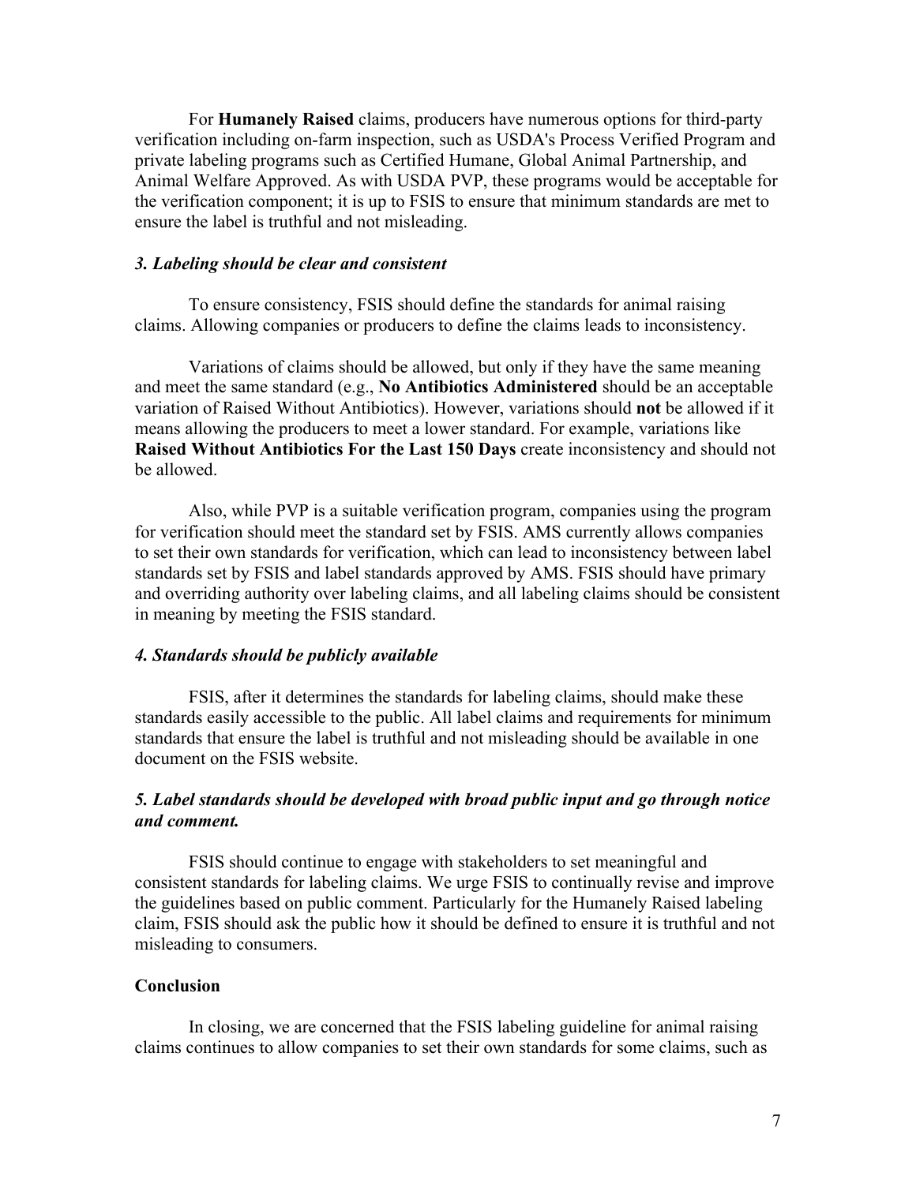For **Humanely Raised** claims, producers have numerous options for third-party verification including on-farm inspection, such as USDA's Process Verified Program and private labeling programs such as Certified Humane, Global Animal Partnership, and Animal Welfare Approved. As with USDA PVP, these programs would be acceptable for the verification component; it is up to FSIS to ensure that minimum standards are met to ensure the label is truthful and not misleading.

***3. Labeling should be clear and consistent***

To ensure consistency, FSIS should define the standards for animal raising claims. Allowing companies or producers to define the claims leads to inconsistency.

Variations of claims should be allowed, but only if they have the same meaning and meet the same standard (e.g., **No Antibiotics Administered** should be an acceptable variation of Raised Without Antibiotics). However, variations should **not** be allowed if it means allowing the producers to meet a lower standard. For example, variations like **Raised Without Antibiotics For the Last 150 Days** create inconsistency and should not be allowed.

Also, while PVP is a suitable verification program, companies using the program for verification should meet the standard set by FSIS. AMS currently allows companies to set their own standards for verification, which can lead to inconsistency between label standards set by FSIS and label standards approved by AMS. FSIS should have primary and overriding authority over labeling claims, and all labeling claims should be consistent in meaning by meeting the FSIS standard.

***4. Standards should be publicly available***

FSIS, after it determines the standards for labeling claims, should make these standards easily accessible to the public. All label claims and requirements for minimum standards that ensure the label is truthful and not misleading should be available in one document on the FSIS website.

***5. Label standards should be developed with broad public input and go through notice and comment.***

FSIS should continue to engage with stakeholders to set meaningful and consistent standards for labeling claims. We urge FSIS to continually revise and improve the guidelines based on public comment. Particularly for the Humanely Raised labeling claim, FSIS should ask the public how it should be defined to ensure it is truthful and not misleading to consumers.

**Conclusion**

In closing, we are concerned that the FSIS labeling guideline for animal raising claims continues to allow companies to set their own standards for some claims, such as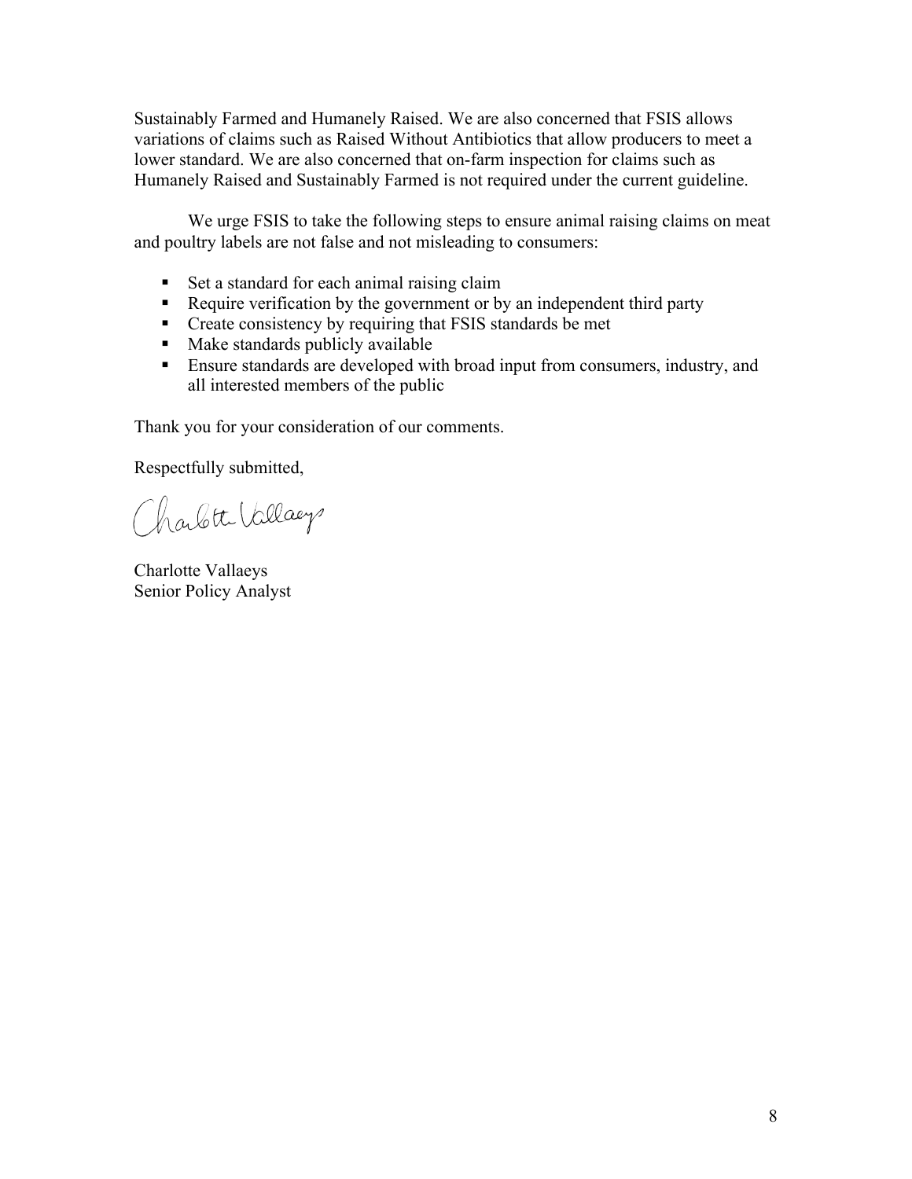Sustainably Farmed and Humanely Raised. We are also concerned that FSIS allows variations of claims such as Raised Without Antibiotics that allow producers to meet a lower standard. We are also concerned that on-farm inspection for claims such as Humanely Raised and Sustainably Farmed is not required under the current guideline.

We urge FSIS to take the following steps to ensure animal raising claims on meat and poultry labels are not false and not misleading to consumers:

- Set a standard for each animal raising claim
- Require verification by the government or by an independent third party
- Create consistency by requiring that FSIS standards be met
- Make standards publicly available
- Ensure standards are developed with broad input from consumers, industry, and all interested members of the public

Thank you for your consideration of our comments.

Respectfully submitted,

Charlotte Vallaeys
Senior Policy Analyst